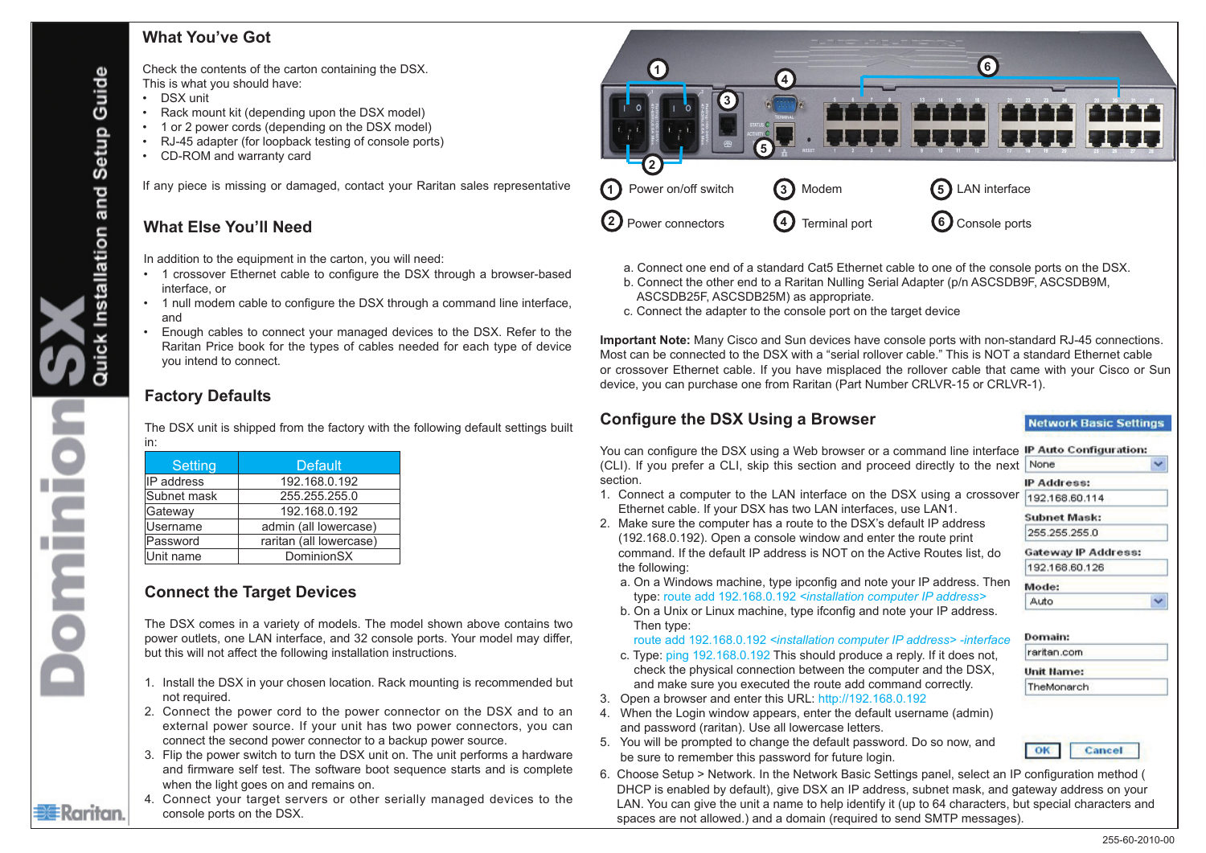# Dominion SX Quick Installation and Setup Guide

## What You've Got

Check the contents of the carton containing the DSX.
This is what you should have:

- DSX unit
- Rack mount kit (depending upon the DSX model)
- 1 or 2 power cords (depending on the DSX model)
- RJ-45 adapter (for loopback testing of console ports)
- CD-ROM and warranty card

If any piece is missing or damaged, contact your Raritan sales representative

## What Else You'll Need

In addition to the equipment in the carton, you will need:

- 1 crossover Ethernet cable to configure the DSX through a browser-based interface, or
- 1 null modem cable to configure the DSX through a command line interface, and
- Enough cables to connect your managed devices to the DSX. Refer to the Raritan Price book for the types of cables needed for each type of device you intend to connect.

## Factory Defaults

The DSX unit is shipped from the factory with the following default settings built in:

| Setting | Default |
|---|---|
| IP address | 192.168.0.192 |
| Subnet mask | 255.255.255.0 |
| Gateway | 192.168.0.192 |
| Username | admin (all lowercase) |
| Password | raritan (all lowercase) |
| Unit name | DominionSX |

## Connect the Target Devices

The DSX comes in a variety of models. The model shown above contains two power outlets, one LAN interface, and 32 console ports. Your model may differ, but this will not affect the following installation instructions.

1. Install the DSX in your chosen location. Rack mounting is recommended but not required.
2. Connect the power cord to the power connector on the DSX and to an external power source. If your unit has two power connectors, you can connect the second power connector to a backup power source.
3. Flip the power switch to turn the DSX unit on. The unit performs a hardware and firmware self test. The software boot sequence starts and is complete when the light goes on and remains on.
4. Connect your target servers or other serially managed devices to the console ports on the DSX.

1 Power on/off switch
2 Power connectors
3 Modem
4 Terminal port
5 LAN interface
6 Console ports

a. Connect one end of a standard Cat5 Ethernet cable to one of the console ports on the DSX.
b. Connect the other end to a Raritan Nulling Serial Adapter (p/n ASCSDB9F, ASCSDB9M, ASCSDB25F, ASCSDB25M) as appropriate.
c. Connect the adapter to the console port on the target device

**Important Note:** Many Cisco and Sun devices have console ports with non-standard RJ-45 connections. Most can be connected to the DSX with a "serial rollover cable." This is NOT a standard Ethernet cable or crossover Ethernet cable. If you have misplaced the rollover cable that came with your Cisco or Sun device, you can purchase one from Raritan (Part Number CRLVR-15 or CRLVR-1).

## Configure the DSX Using a Browser

You can configure the DSX using a Web browser or a command line interface (CLI). If you prefer a CLI, skip this section and proceed directly to the next section.

1. Connect a computer to the LAN interface on the DSX using a crossover Ethernet cable. If your DSX has two LAN interfaces, use LAN1.
2. Make sure the computer has a route to the DSX's default IP address (192.168.0.192). Open a console window and enter the route print command. If the default IP address is NOT on the Active Routes list, do the following:
   a. On a Windows machine, type ipconfig and note your IP address. Then type: route add 192.168.0.192 *<installation computer IP address>*
   b. On a Unix or Linux machine, type ifconfig and note your IP address. Then type:
   route add 192.168.0.192 *<installation computer IP address> -interface*
   c. Type: ping 192.168.0.192 This should produce a reply. If it does not, check the physical connection between the computer and the DSX, and make sure you executed the route add command correctly.
3. Open a browser and enter this URL: http://192.168.0.192
4. When the Login window appears, enter the default username (admin) and password (raritan). Use all lowercase letters.
5. You will be prompted to change the default password. Do so now, and be sure to remember this password for future login.
6. Choose Setup > Network. In the Network Basic Settings panel, select an IP configuration method (DHCP is enabled by default), give DSX an IP address, subnet mask, and gateway address on your LAN. You can give the unit a name to help identify it (up to 64 characters, but special characters and spaces are not allowed.) and a domain (required to send SMTP messages).

**Network Basic Settings**

IP Auto Configuration: None
IP Address: 192.168.60.114
Subnet Mask: 255.255.255.0
Gateway IP Address: 192.168.60.126
Mode: Auto
Domain: raritan.com
Unit Name: TheMonarch
OK Cancel

255-60-2010-00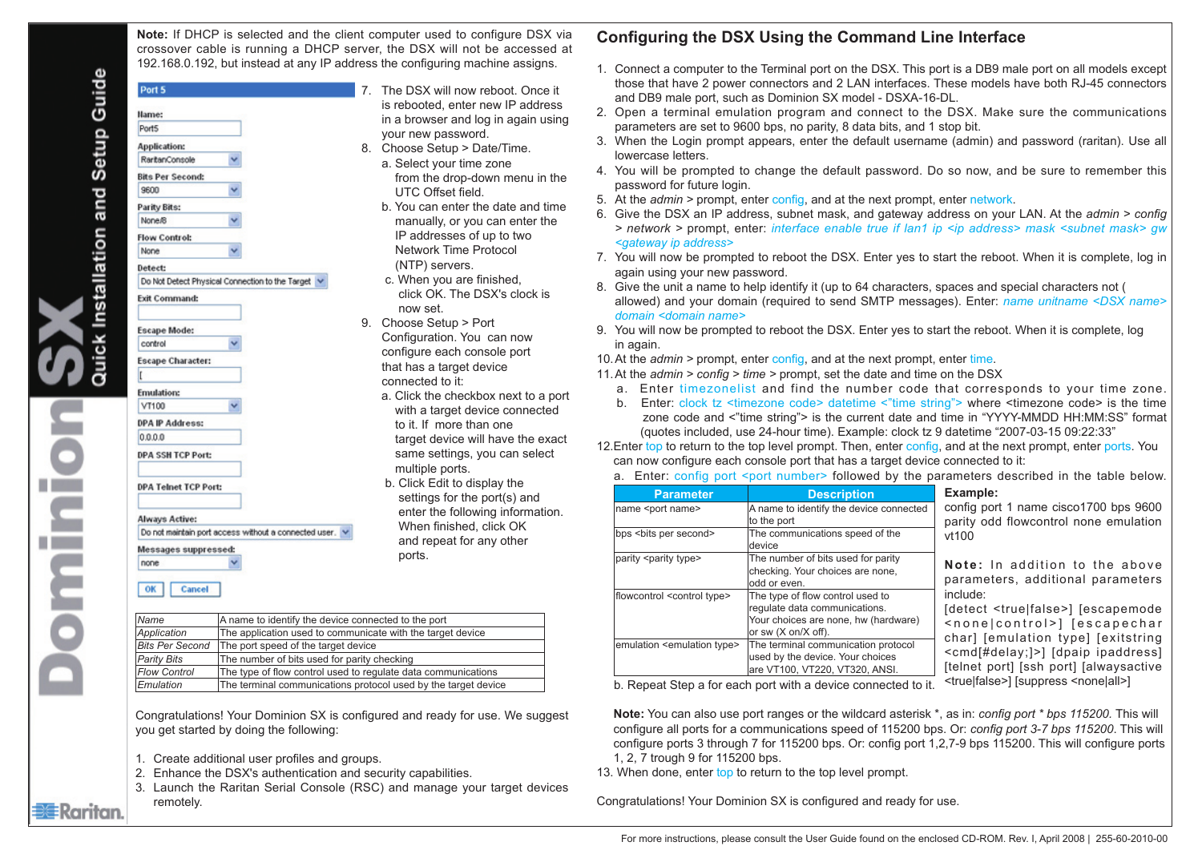**Note:** If DHCP is selected and the client computer used to configure DSX via crossover cable is running a DHCP server, the DSX will not be accessed at 192.168.0.192, but instead at any IP address the configuring machine assigns.

Port 5

Name:
Port5

Application:
RaritanConsole

Bits Per Second:
9600

Parity Bits:
None/8

Flow Control:
None

Detect:
Do Not Detect Physical Connection to the Target

Exit Command:

Escape Mode:
control

Escape Character:
[

Emulation:
VT100

DPA IP Address:
0.0.0.0

DPA SSH TCP Port:

DPA Telnet TCP Port:

Always Active:
Do not maintain port access without a connected user.

Messages suppressed:
none

OK Cancel

7. The DSX will now reboot. Once it is rebooted, enter new IP address in a browser and log in again using your new password.
8. Choose Setup > Date/Time.
   a. Select your time zone from the drop-down menu in the UTC Offset field.
   b. You can enter the date and time manually, or you can enter the IP addresses of up to two Network Time Protocol (NTP) servers.
   c. When you are finished, click OK. The DSX's clock is now set.
9. Choose Setup > Port Configuration. You can now configure each console port that has a target device connected to it:
   a. Click the checkbox next to a port with a target device connected to it. If more than one target device will have the exact same settings, you can select multiple ports.
   b. Click Edit to display the settings for the port(s) and enter the following information. When finished, click OK and repeat for any other ports.

| | |
|---|---|
| *Name* | A name to identify the device connected to the port |
| *Application* | The application used to communicate with the target device |
| *Bits Per Second* | The port speed of the target device |
| *Parity Bits* | The number of bits used for parity checking |
| *Flow Control* | The type of flow control used to regulate data communications |
| *Emulation* | The terminal communications protocol used by the target device |

Congratulations! Your Dominion SX is configured and ready for use. We suggest you get started by doing the following:

1. Create additional user profiles and groups.
2. Enhance the DSX's authentication and security capabilities.
3. Launch the Raritan Serial Console (RSC) and manage your target devices remotely.

## Configuring the DSX Using the Command Line Interface

1. Connect a computer to the Terminal port on the DSX. This port is a DB9 male port on all models except those that have 2 power connectors and 2 LAN interfaces. These models have both RJ-45 connectors and DB9 male port, such as Dominion SX model - DSXA-16-DL.
2. Open a terminal emulation program and connect to the DSX. Make sure the communications parameters are set to 9600 bps, no parity, 8 data bits, and 1 stop bit.
3. When the Login prompt appears, enter the default username (admin) and password (raritan). Use all lowercase letters.
4. You will be prompted to change the default password. Do so now, and be sure to remember this password for future login.
5. At the *admin* > prompt, enter config, and at the next prompt, enter network.
6. Give the DSX an IP address, subnet mask, and gateway address on your LAN. At the *admin* > *config* > *network* > prompt, enter: *interface enable true if lan1 ip <ip address> mask <subnet mask> gw <gateway ip address>*
7. You will now be prompted to reboot the DSX. Enter yes to start the reboot. When it is complete, log in again using your new password.
8. Give the unit a name to help identify it (up to 64 characters, spaces and special characters not ( allowed) and your domain (required to send SMTP messages). Enter: *name unitname <DSX name> domain <domain name>*
9. You will now be prompted to reboot the DSX. Enter yes to start the reboot. When it is complete, log in again.
10. At the *admin* > prompt, enter config, and at the next prompt, enter time.
11. At the *admin* > *config* > *time* > prompt, set the date and time on the DSX
    a. Enter timezonelist and find the number code that corresponds to your time zone.
    b. Enter: clock tz <timezone code> datetime <"time string"> where <timezone code> is the time zone code and <"time string"> is the current date and time in "YYYY-MMDD HH:MM:SS" format (quotes included, use 24-hour time). Example: clock tz 9 datetime "2007-03-15 09:22:33"
12. Enter top to return to the top level prompt. Then, enter config, and at the next prompt, enter ports. You can now configure each console port that has a target device connected to it:
    a. Enter: config port <port number> followed by the parameters described in the table below.

| Parameter | Description |
|---|---|
| name <port name> | A name to identify the device connected to the port |
| bps <bits per second> | The communications speed of the device |
| parity <parity type> | The number of bits used for parity checking. Your choices are none, odd or even. |
| flowcontrol <control type> | The type of flow control used to regulate data communications. Your choices are none, hw (hardware) or sw (X on/X off). |
| emulation <emulation type> | The terminal communication protocol used by the device. Your choices are VT100, VT220, VT320, ANSI. |

**Example:**
config port 1 name cisco1700 bps 9600 parity odd flowcontrol none emulation vt100

**Note:** In addition to the above parameters, additional parameters include:
[detect <true|false>] [escapemode <none|control>] [escapechar char] [emulation type] [exitstring <cmd[#delay;]>] [dpaip ipaddress] [telnet port] [ssh port] [alwaysactive <true|false>] [suppress <none|all>]

    b. Repeat Step a for each port with a device connected to it.

**Note:** You can also use port ranges or the wildcard asterisk *, as in: *config port * bps 115200.* This will configure all ports for a communications speed of 115200 bps. Or: *config port 3-7 bps 115200.* This will configure ports 3 through 7 for 115200 bps. Or: config port 1,2,7-9 bps 115200. This will configure ports 1, 2, 7 trough 9 for 115200 bps.

13. When done, enter top to return to the top level prompt.

Congratulations! Your Dominion SX is configured and ready for use.

For more instructions, please consult the User Guide found on the enclosed CD-ROM. Rev. I, April 2008 | 255-60-2010-00